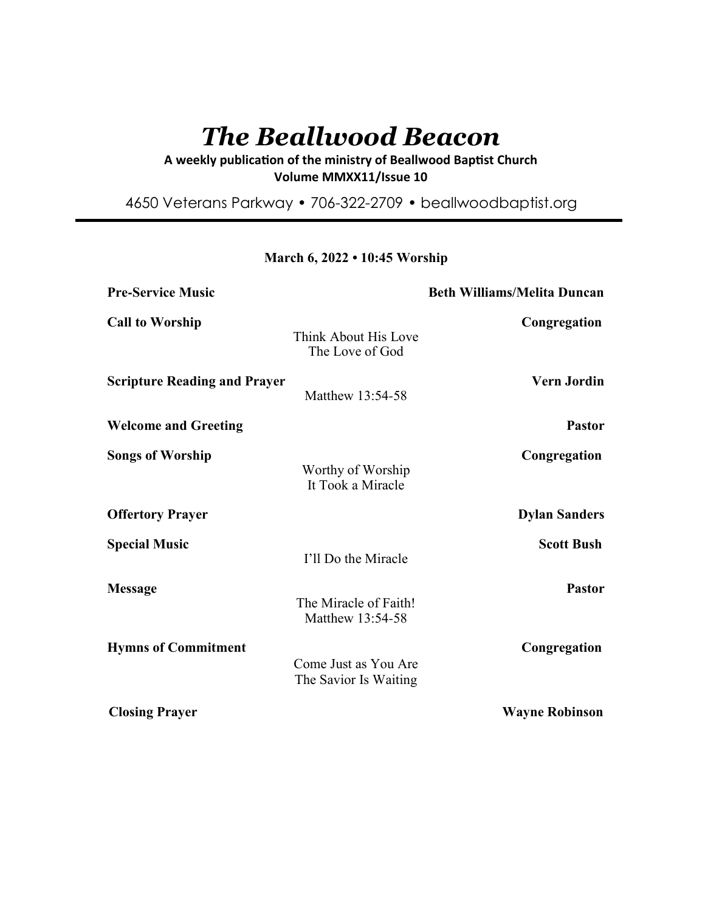# *The Beallwood Beacon*

**A weekly publication of the ministry of Beallwood Baptist Church**
**Volume MMXX11/Issue 10**

4650 Veterans Parkway • 706-322-2709 • beallwoodbaptist.org

---

**March 6, 2022 • 10:45 Worship**

**Pre-Service Music** — **Beth Williams/Melita Duncan**

**Call to Worship** — **Congregation**
Think About His Love
The Love of God

**Scripture Reading and Prayer** — **Vern Jordin**
Matthew 13:54-58

**Welcome and Greeting** — **Pastor**

**Songs of Worship** — **Congregation**
Worthy of Worship
It Took a Miracle

**Offertory Prayer** — **Dylan Sanders**

**Special Music** — **Scott Bush**
I'll Do the Miracle

**Message** — **Pastor**
The Miracle of Faith!
Matthew 13:54-58

**Hymns of Commitment** — **Congregation**
Come Just as You Are
The Savior Is Waiting

**Closing Prayer** — **Wayne Robinson**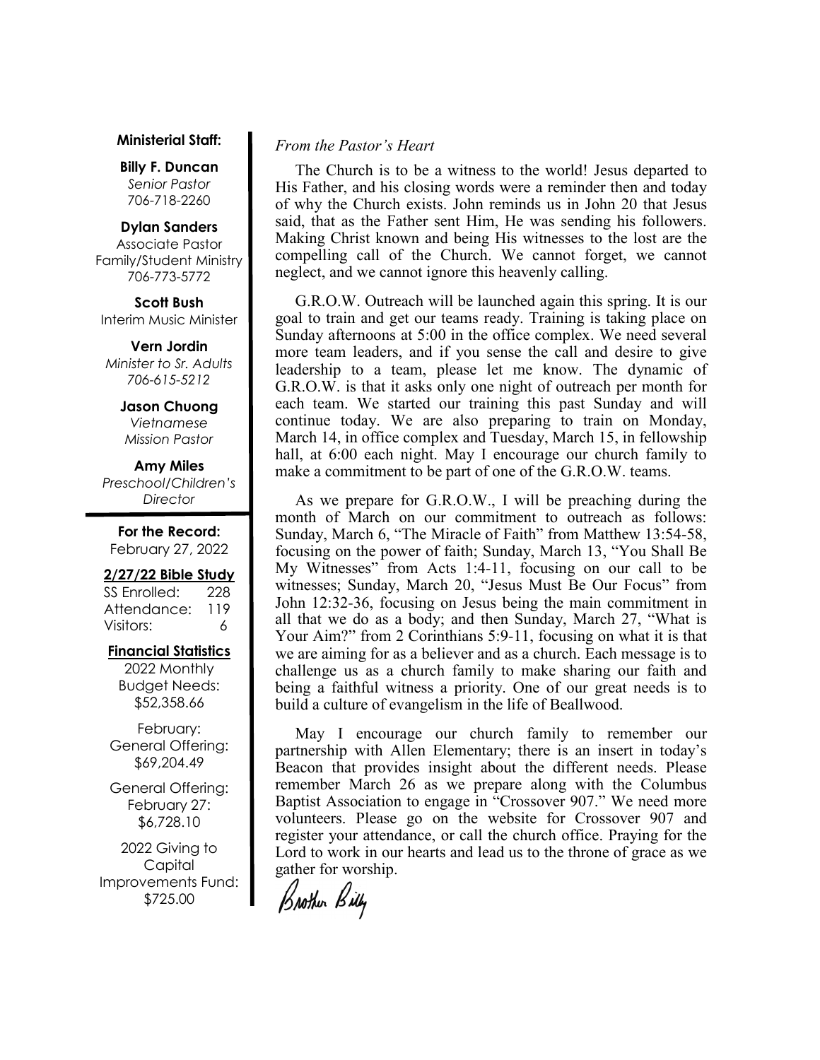**Ministerial Staff:**

**Billy F. Duncan**
*Senior Pastor*
706-718-2260

**Dylan Sanders**
Associate Pastor
Family/Student Ministry
706-773-5772

**Scott Bush**
Interim Music Minister

**Vern Jordin**
*Minister to Sr. Adults*
*706-615-5212*

**Jason Chuong**
*Vietnamese*
*Mission Pastor*

**Amy Miles**
*Preschool/Children's*
*Director*

**For the Record:**
February 27, 2022

**2/27/22 Bible Study**

| | |
|---|---|
| SS Enrolled: | 228 |
| Attendance: | 119 |
| Visitors: | 6 |

**Financial Statistics**

2022 Monthly Budget Needs: $52,358.66

February: General Offering: $69,204.49

General Offering: February 27: $6,728.10

2022 Giving to Capital Improvements Fund: $725.00

*From the Pastor's Heart*

The Church is to be a witness to the world! Jesus departed to His Father, and his closing words were a reminder then and today of why the Church exists. John reminds us in John 20 that Jesus said, that as the Father sent Him, He was sending his followers. Making Christ known and being His witnesses to the lost are the compelling call of the Church. We cannot forget, we cannot neglect, and we cannot ignore this heavenly calling.

G.R.O.W. Outreach will be launched again this spring. It is our goal to train and get our teams ready. Training is taking place on Sunday afternoons at 5:00 in the office complex. We need several more team leaders, and if you sense the call and desire to give leadership to a team, please let me know. The dynamic of G.R.O.W. is that it asks only one night of outreach per month for each team. We started our training this past Sunday and will continue today. We are also preparing to train on Monday, March 14, in office complex and Tuesday, March 15, in fellowship hall, at 6:00 each night. May I encourage our church family to make a commitment to be part of one of the G.R.O.W. teams.

As we prepare for G.R.O.W., I will be preaching during the month of March on our commitment to outreach as follows: Sunday, March 6, "The Miracle of Faith" from Matthew 13:54-58, focusing on the power of faith; Sunday, March 13, "You Shall Be My Witnesses" from Acts 1:4-11, focusing on our call to be witnesses; Sunday, March 20, "Jesus Must Be Our Focus" from John 12:32-36, focusing on Jesus being the main commitment in all that we do as a body; and then Sunday, March 27, "What is Your Aim?" from 2 Corinthians 5:9-11, focusing on what it is that we are aiming for as a believer and as a church. Each message is to challenge us as a church family to make sharing our faith and being a faithful witness a priority. One of our great needs is to build a culture of evangelism in the life of Beallwood.

May I encourage our church family to remember our partnership with Allen Elementary; there is an insert in today's Beacon that provides insight about the different needs. Please remember March 26 as we prepare along with the Columbus Baptist Association to engage in "Crossover 907." We need more volunteers. Please go on the website for Crossover 907 and register your attendance, or call the church office. Praying for the Lord to work in our hearts and lead us to the throne of grace as we gather for worship.

*Brother Billy*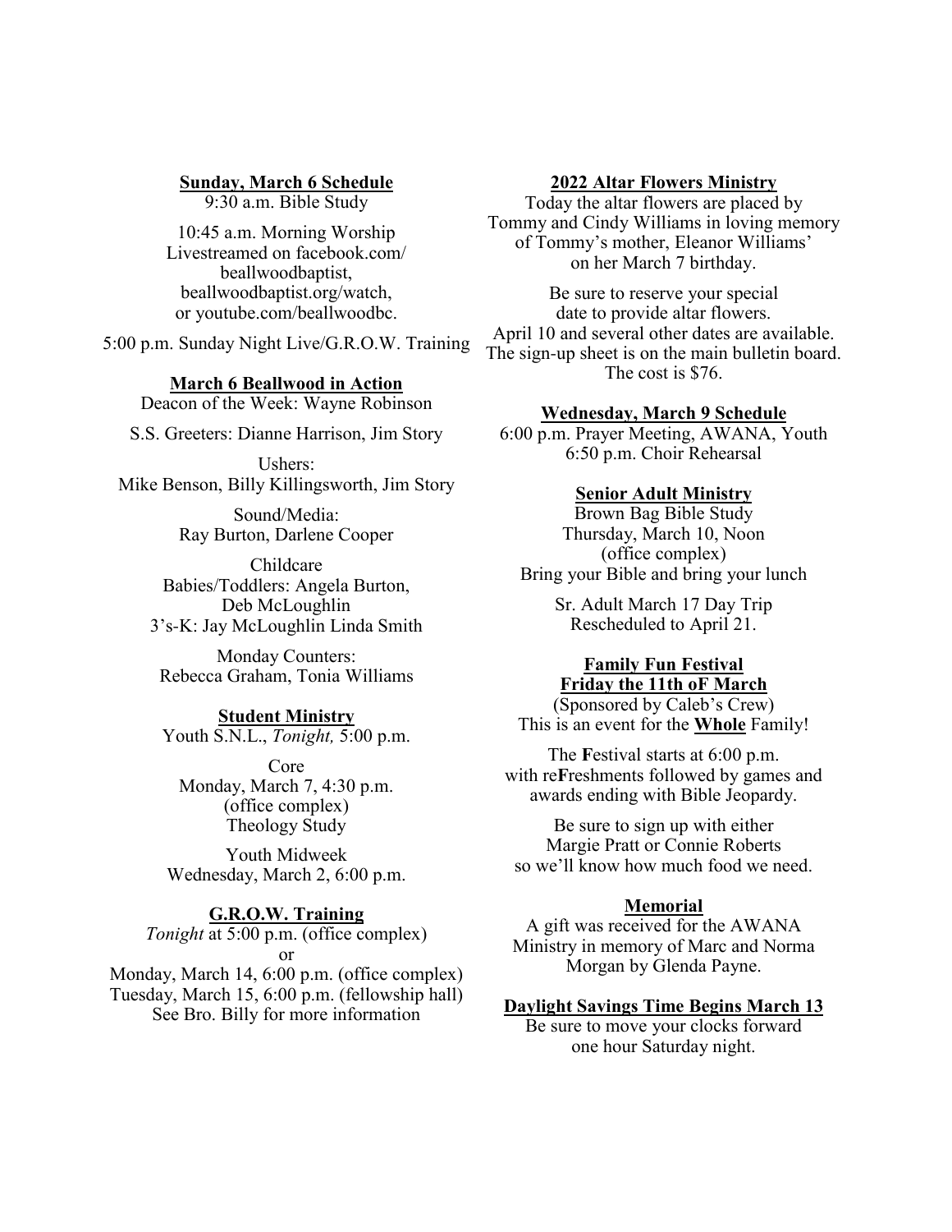**Sunday, March 6 Schedule**

9:30 a.m. Bible Study

10:45 a.m. Morning Worship
Livestreamed on facebook.com/beallwoodbaptist, beallwoodbaptist.org/watch, or youtube.com/beallwoodbc.

5:00 p.m. Sunday Night Live/G.R.O.W. Training

**March 6 Beallwood in Action**

Deacon of the Week: Wayne Robinson

S.S. Greeters: Dianne Harrison, Jim Story

Ushers:
Mike Benson, Billy Killingsworth, Jim Story

Sound/Media:
Ray Burton, Darlene Cooper

Childcare
Babies/Toddlers: Angela Burton, Deb McLoughlin
3's-K: Jay McLoughlin Linda Smith

Monday Counters:
Rebecca Graham, Tonia Williams

**Student Ministry**

Youth S.N.L., *Tonight,* 5:00 p.m.

Core
Monday, March 7, 4:30 p.m.
(office complex)
Theology Study

Youth Midweek
Wednesday, March 2, 6:00 p.m.

**G.R.O.W. Training**

*Tonight* at 5:00 p.m. (office complex)
or
Monday, March 14, 6:00 p.m. (office complex)
Tuesday, March 15, 6:00 p.m. (fellowship hall)
See Bro. Billy for more information

**2022 Altar Flowers Ministry**

Today the altar flowers are placed by Tommy and Cindy Williams in loving memory of Tommy's mother, Eleanor Williams' on her March 7 birthday.

Be sure to reserve your special date to provide altar flowers.
April 10 and several other dates are available.
The sign-up sheet is on the main bulletin board.
The cost is $76.

**Wednesday, March 9 Schedule**

6:00 p.m. Prayer Meeting, AWANA, Youth
6:50 p.m. Choir Rehearsal

**Senior Adult Ministry**

Brown Bag Bible Study
Thursday, March 10, Noon
(office complex)
Bring your Bible and bring your lunch

Sr. Adult March 17 Day Trip
Rescheduled to April 21.

**Family Fun Festival**
**Friday the 11th oF March**

(Sponsored by Caleb's Crew)
This is an event for the **Whole** Family!

The **F**estival starts at 6:00 p.m. with re**F**reshments followed by games and awards ending with Bible Jeopardy.

Be sure to sign up with either Margie Pratt or Connie Roberts so we'll know how much food we need.

**Memorial**

A gift was received for the AWANA Ministry in memory of Marc and Norma Morgan by Glenda Payne.

**Daylight Savings Time Begins March 13**

Be sure to move your clocks forward one hour Saturday night.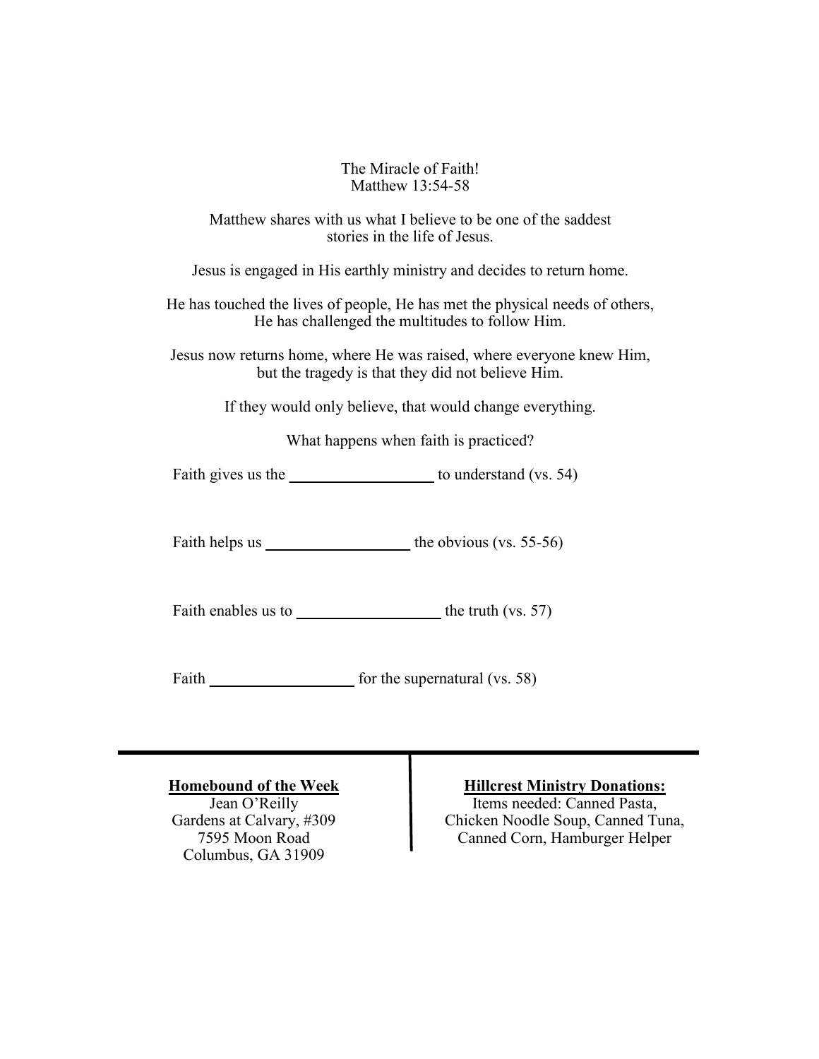The Miracle of Faith!
Matthew 13:54-58

Matthew shares with us what I believe to be one of the saddest stories in the life of Jesus.

Jesus is engaged in His earthly ministry and decides to return home.

He has touched the lives of people, He has met the physical needs of others, He has challenged the multitudes to follow Him.

Jesus now returns home, where He was raised, where everyone knew Him, but the tragedy is that they did not believe Him.

If they would only believe, that would change everything.

What happens when faith is practiced?

Faith gives us the __________________ to understand (vs. 54)

Faith helps us __________________ the obvious (vs. 55-56)

Faith enables us to __________________ the truth (vs. 57)

Faith __________________ for the supernatural (vs. 58)

---

**Homebound of the Week**
Jean O'Reilly
Gardens at Calvary, #309
7595 Moon Road
Columbus, GA 31909

**Hillcrest Ministry Donations:**
Items needed: Canned Pasta, Chicken Noodle Soup, Canned Tuna, Canned Corn, Hamburger Helper